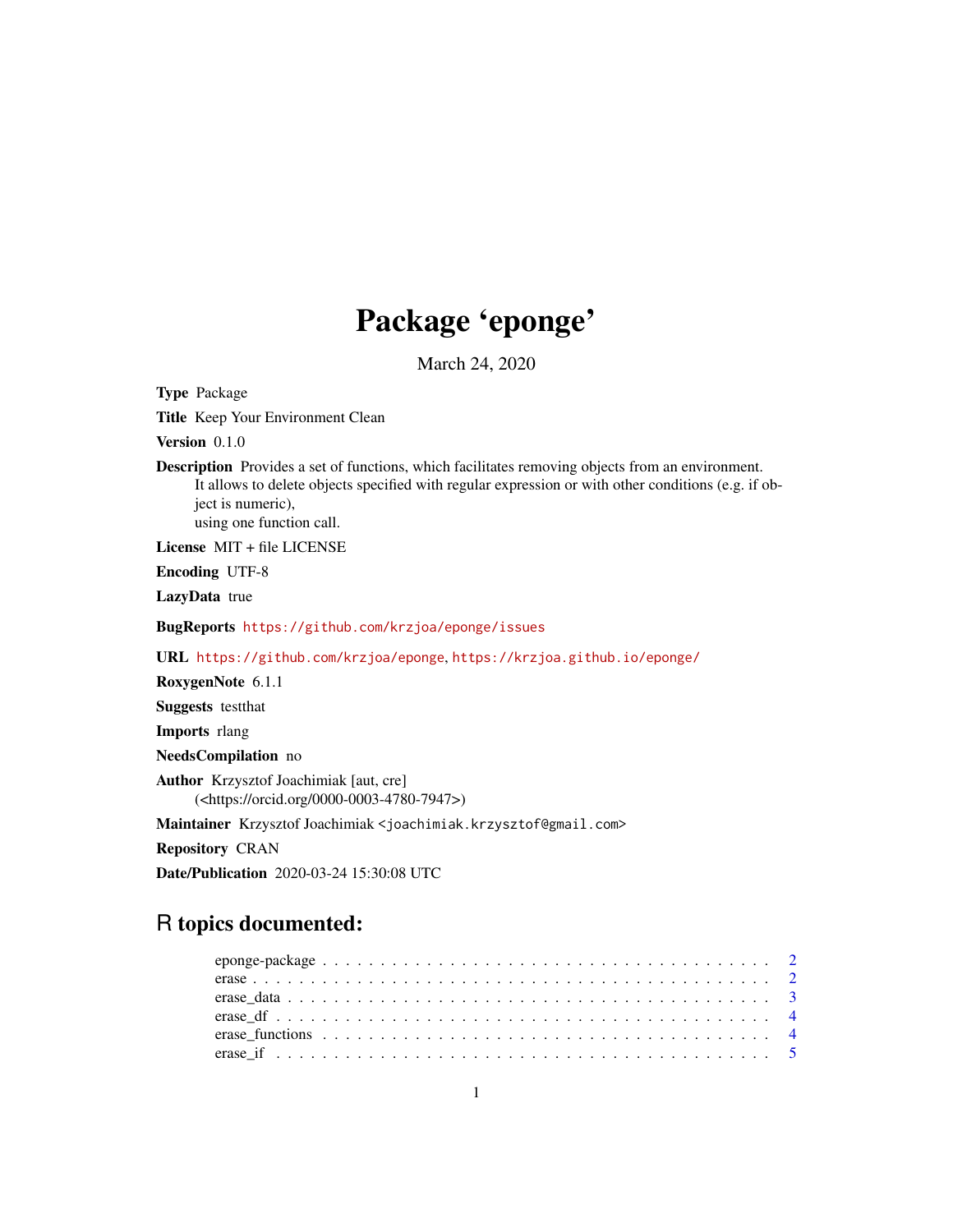# Package 'eponge'

March 24, 2020

**Type** Package

**Title** Keep Your Environment Clean

**Version** 0.1.0

**Description** Provides a set of functions, which facilitates removing objects from an environment.
It allows to delete objects specified with regular expression or with other conditions (e.g. if object is numeric),
using one function call.

**License** MIT + file LICENSE

**Encoding** UTF-8

**LazyData** true

**BugReports** https://github.com/krzjoa/eponge/issues

**URL** https://github.com/krzjoa/eponge, https://krzjoa.github.io/eponge/

**RoxygenNote** 6.1.1

**Suggests** testthat

**Imports** rlang

**NeedsCompilation** no

**Author** Krzysztof Joachimiak [aut, cre]
(<https://orcid.org/0000-0003-4780-7947>)

**Maintainer** Krzysztof Joachimiak <joachimiak.krzysztof@gmail.com>

**Repository** CRAN

**Date/Publication** 2020-03-24 15:30:08 UTC

## R topics documented:

eponge-package . . . . . . . . . . . . . . . . . . . . . . . . . . . . . . . . . . . . . . 2
erase . . . . . . . . . . . . . . . . . . . . . . . . . . . . . . . . . . . . . . . . . . . . 2
erase_data . . . . . . . . . . . . . . . . . . . . . . . . . . . . . . . . . . . . . . . . . 3
erase_df . . . . . . . . . . . . . . . . . . . . . . . . . . . . . . . . . . . . . . . . . . 4
erase_functions . . . . . . . . . . . . . . . . . . . . . . . . . . . . . . . . . . . . . . 4
erase_if . . . . . . . . . . . . . . . . . . . . . . . . . . . . . . . . . . . . . . . . . . 5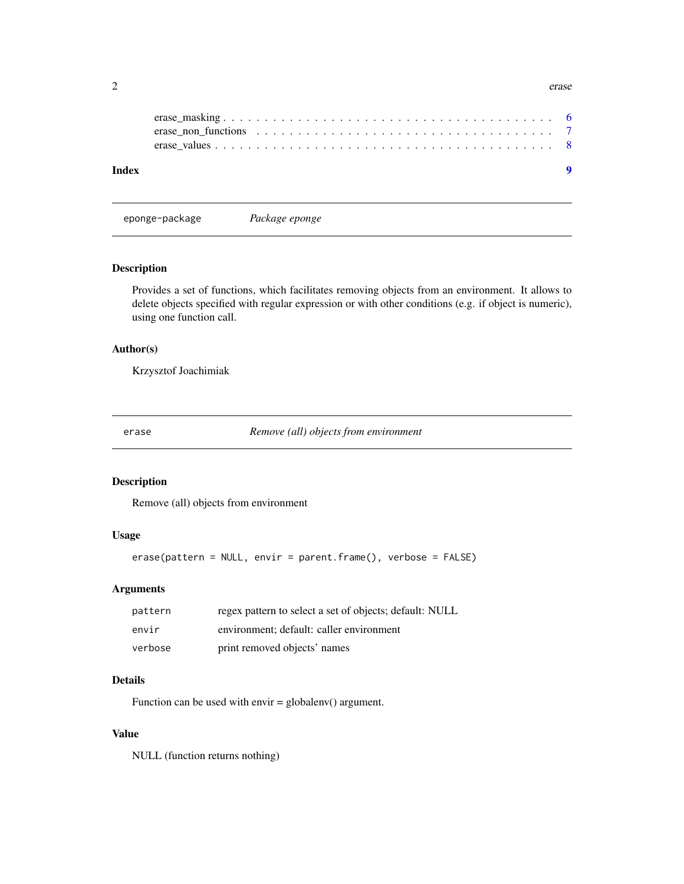erase_masking . . . . . . . . . . . . . . . . . . . . . . . . . . . . . . . . . . . . . . 6
erase_non_functions . . . . . . . . . . . . . . . . . . . . . . . . . . . . . . . . . . . 7
erase_values . . . . . . . . . . . . . . . . . . . . . . . . . . . . . . . . . . . . . . . 8

**Index** **9**

---

## eponge-package — *Package eponge*

### Description

Provides a set of functions, which facilitates removing objects from an environment. It allows to delete objects specified with regular expression or with other conditions (e.g. if object is numeric), using one function call.

### Author(s)

Krzysztof Joachimiak

---

## erase — *Remove (all) objects from environment*

### Description

Remove (all) objects from environment

### Usage

```
erase(pattern = NULL, envir = parent.frame(), verbose = FALSE)
```

### Arguments

| | |
|---|---|
| pattern | regex pattern to select a set of objects; default: NULL |
| envir | environment; default: caller environment |
| verbose | print removed objects' names |

### Details

Function can be used with envir = globalenv() argument.

### Value

NULL (function returns nothing)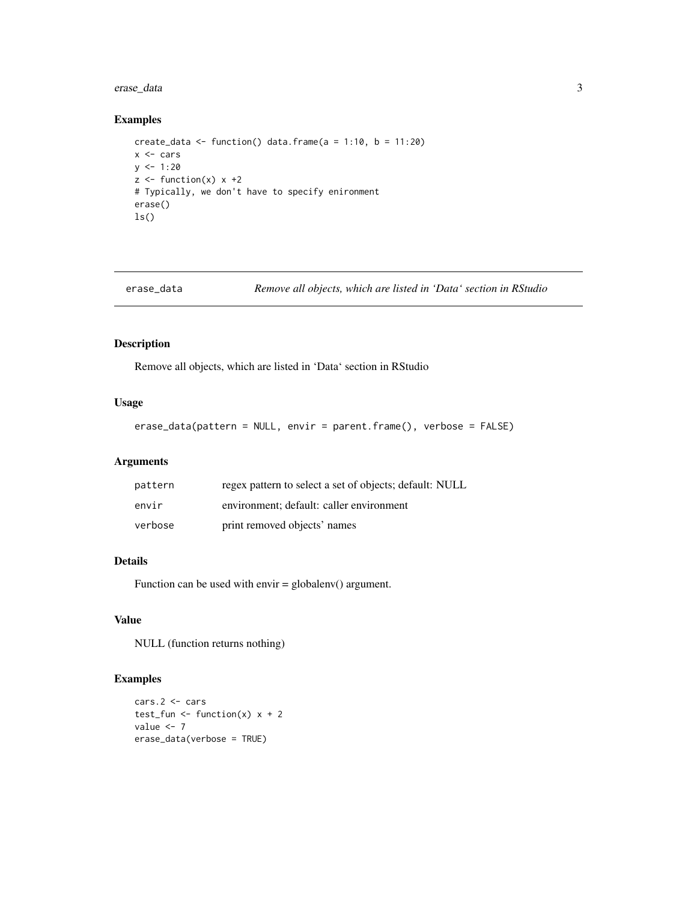## Examples

```
create_data <- function() data.frame(a = 1:10, b = 11:20)
x <- cars
y <- 1:20
z <- function(x) x +2
# Typically, we don't have to specify enironment
erase()
ls()
```

---

## erase_data — *Remove all objects, which are listed in 'Data' section in RStudio*

### Description

Remove all objects, which are listed in 'Data' section in RStudio

### Usage

```
erase_data(pattern = NULL, envir = parent.frame(), verbose = FALSE)
```

### Arguments

| | |
|---|---|
| `pattern` | regex pattern to select a set of objects; default: NULL |
| `envir` | environment; default: caller environment |
| `verbose` | print removed objects' names |

### Details

Function can be used with envir = globalenv() argument.

### Value

NULL (function returns nothing)

### Examples

```
cars.2 <- cars
test_fun <- function(x) x + 2
value <- 7
erase_data(verbose = TRUE)
```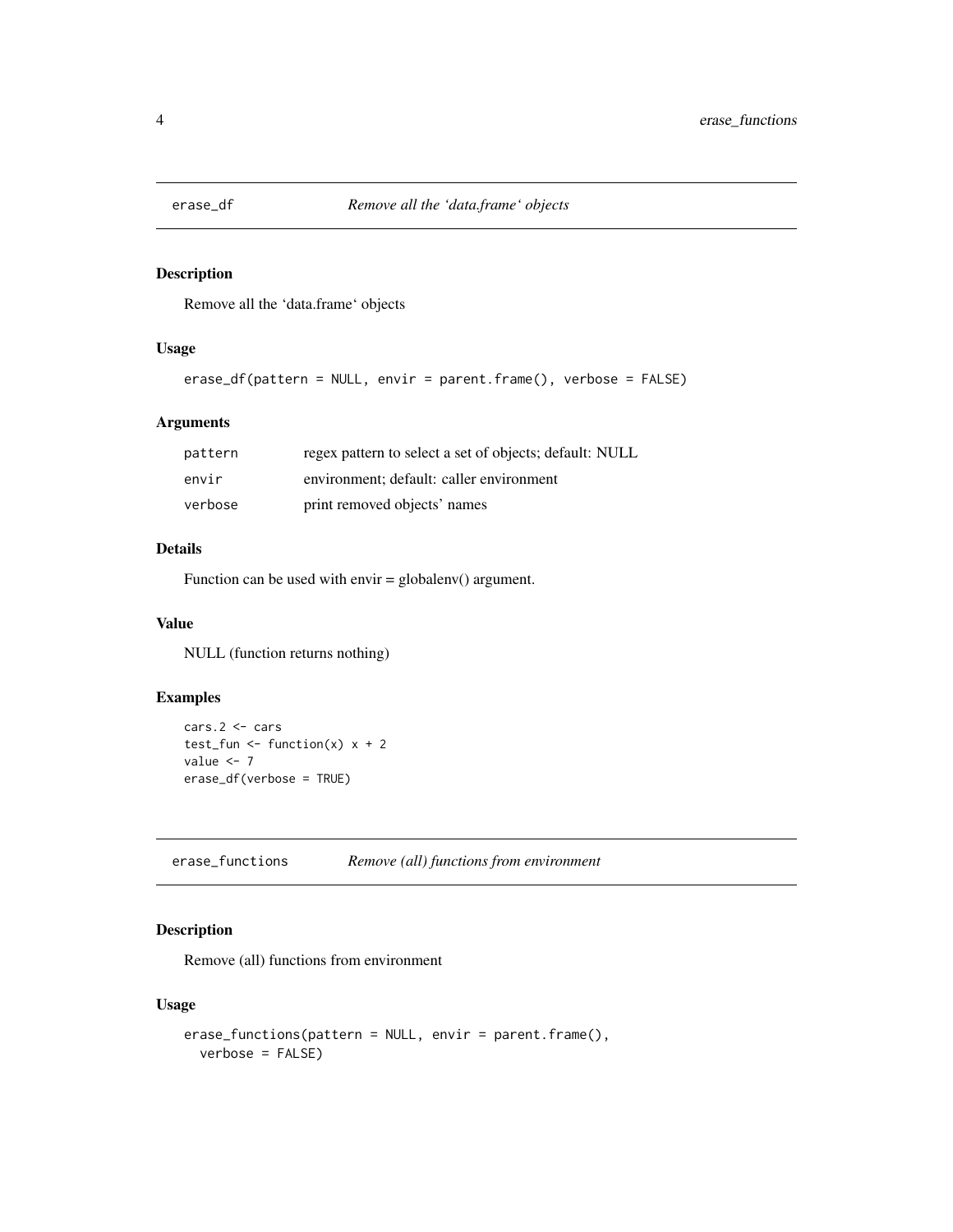## erase_df *Remove all the 'data.frame' objects*

### Description

Remove all the 'data.frame' objects

### Usage

```
erase_df(pattern = NULL, envir = parent.frame(), verbose = FALSE)
```

### Arguments

| | |
|---|---|
| pattern | regex pattern to select a set of objects; default: NULL |
| envir | environment; default: caller environment |
| verbose | print removed objects' names |

### Details

Function can be used with envir = globalenv() argument.

### Value

NULL (function returns nothing)

### Examples

```
cars.2 <- cars
test_fun <- function(x) x + 2
value <- 7
erase_df(verbose = TRUE)
```

## erase_functions *Remove (all) functions from environment*

### Description

Remove (all) functions from environment

### Usage

```
erase_functions(pattern = NULL, envir = parent.frame(),
  verbose = FALSE)
```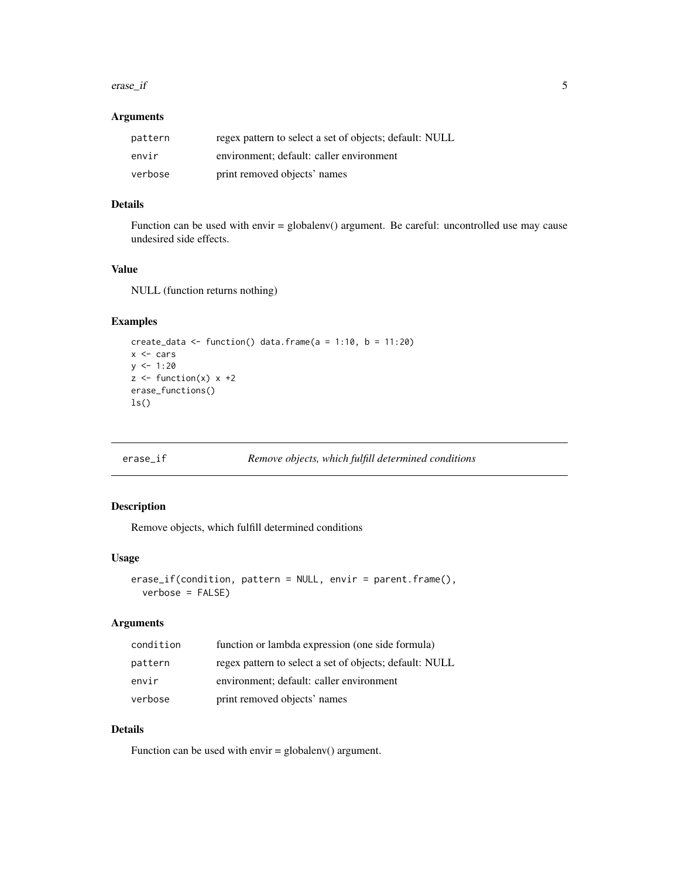### Arguments

| | |
|---|---|
| pattern | regex pattern to select a set of objects; default: NULL |
| envir | environment; default: caller environment |
| verbose | print removed objects' names |

### Details

Function can be used with envir = globalenv() argument. Be careful: uncontrolled use may cause undesired side effects.

### Value

NULL (function returns nothing)

### Examples

```
create_data <- function() data.frame(a = 1:10, b = 11:20)
x <- cars
y <- 1:20
z <- function(x) x +2
erase_functions()
ls()
```

---

## erase_if *Remove objects, which fulfill determined conditions*

---

### Description

Remove objects, which fulfill determined conditions

### Usage

```
erase_if(condition, pattern = NULL, envir = parent.frame(),
  verbose = FALSE)
```

### Arguments

| | |
|---|---|
| condition | function or lambda expression (one side formula) |
| pattern | regex pattern to select a set of objects; default: NULL |
| envir | environment; default: caller environment |
| verbose | print removed objects' names |

### Details

Function can be used with envir = globalenv() argument.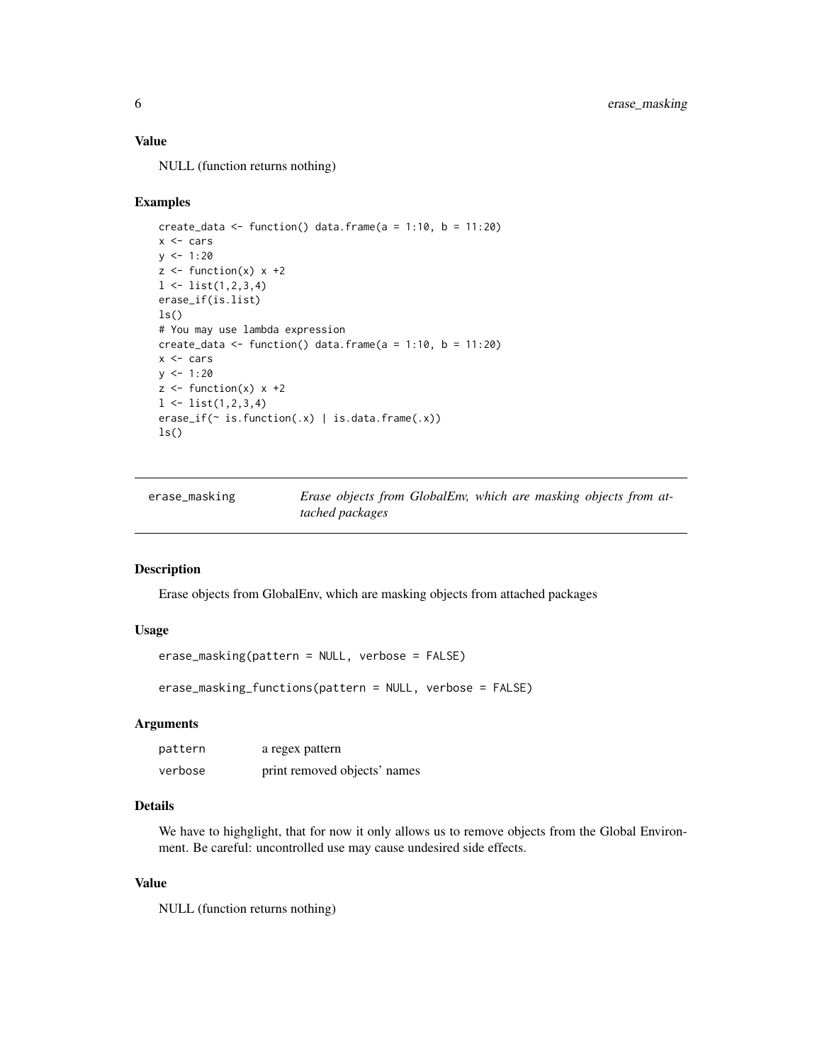### Value

NULL (function returns nothing)

### Examples

```
create_data <- function() data.frame(a = 1:10, b = 11:20)
x <- cars
y <- 1:20
z <- function(x) x +2
l <- list(1,2,3,4)
erase_if(is.list)
ls()
# You may use lambda expression
create_data <- function() data.frame(a = 1:10, b = 11:20)
x <- cars
y <- 1:20
z <- function(x) x +2
l <- list(1,2,3,4)
erase_if(~ is.function(.x) | is.data.frame(.x))
ls()
```

---

## erase_masking — *Erase objects from GlobalEnv, which are masking objects from attached packages*

---

### Description

Erase objects from GlobalEnv, which are masking objects from attached packages

### Usage

```
erase_masking(pattern = NULL, verbose = FALSE)

erase_masking_functions(pattern = NULL, verbose = FALSE)
```

### Arguments

| | |
|---|---|
| `pattern` | a regex pattern |
| `verbose` | print removed objects' names |

### Details

We have to highglight, that for now it only allows us to remove objects from the Global Environment. Be careful: uncontrolled use may cause undesired side effects.

### Value

NULL (function returns nothing)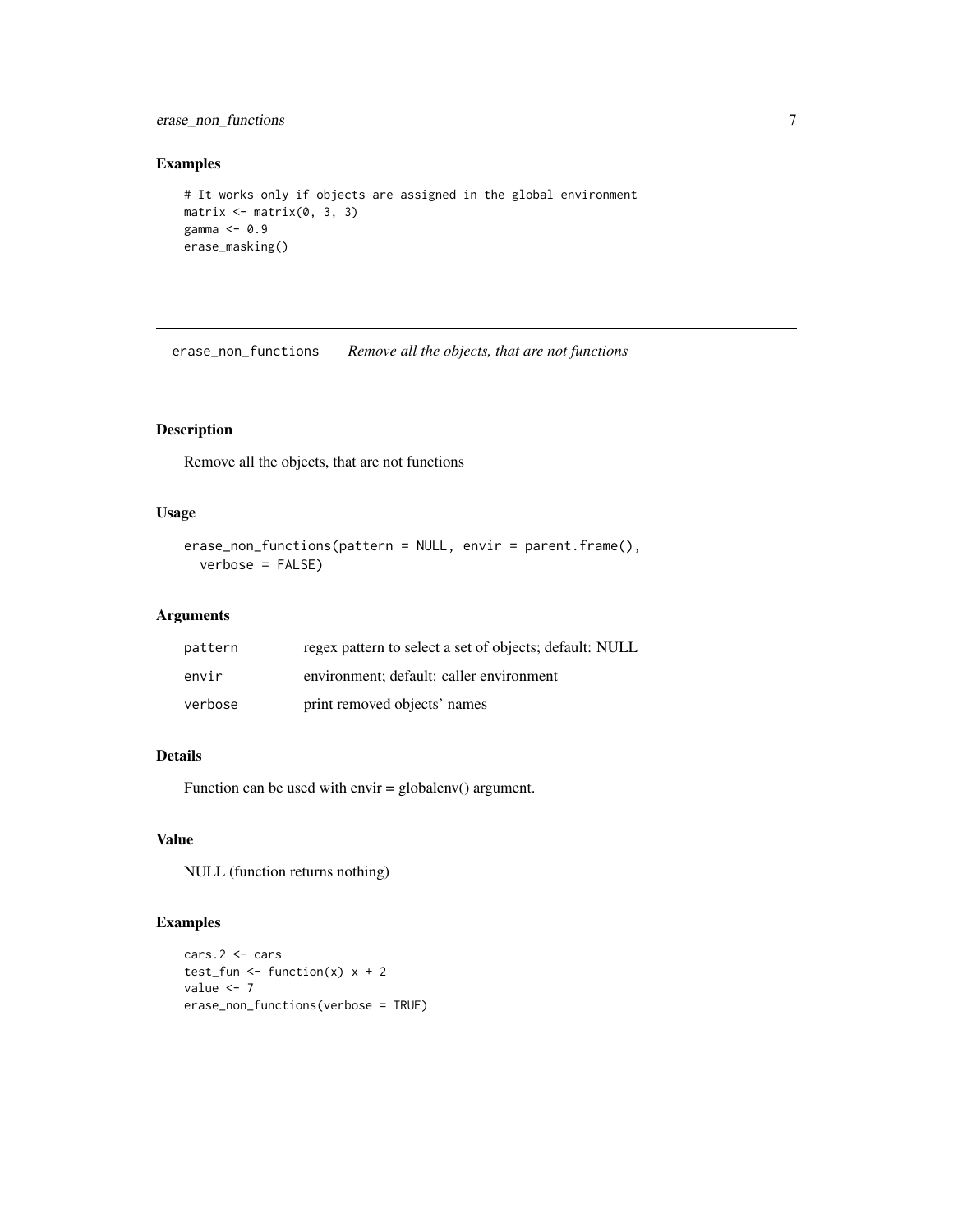## Examples

```
# It works only if objects are assigned in the global environment
matrix <- matrix(0, 3, 3)
gamma <- 0.9
erase_masking()
```

---

## erase_non_functions *Remove all the objects, that are not functions*

---

### Description

Remove all the objects, that are not functions

### Usage

```
erase_non_functions(pattern = NULL, envir = parent.frame(),
  verbose = FALSE)
```

### Arguments

| | |
|---|---|
| `pattern` | regex pattern to select a set of objects; default: NULL |
| `envir` | environment; default: caller environment |
| `verbose` | print removed objects' names |

### Details

Function can be used with envir = globalenv() argument.

### Value

NULL (function returns nothing)

### Examples

```
cars.2 <- cars
test_fun <- function(x) x + 2
value <- 7
erase_non_functions(verbose = TRUE)
```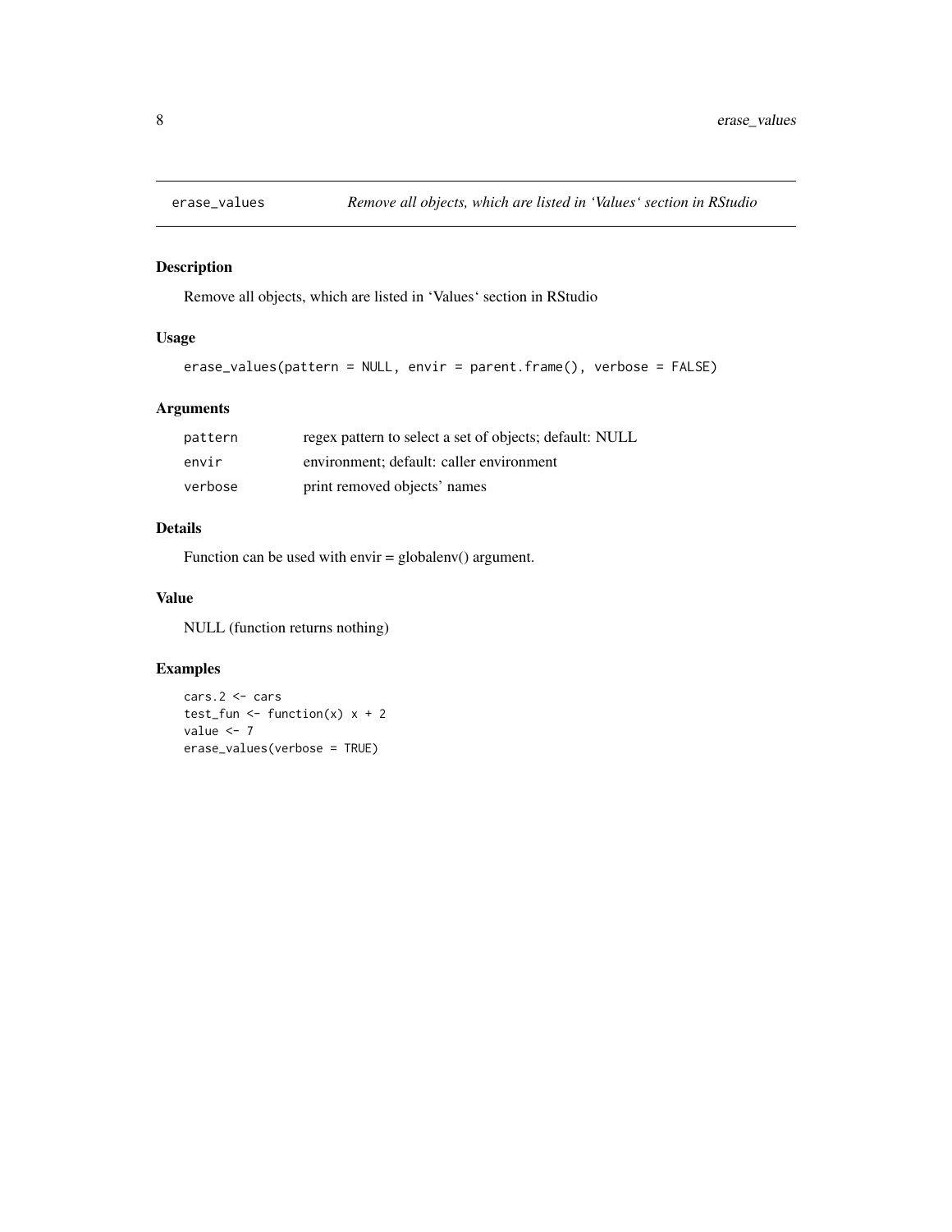## erase_values — *Remove all objects, which are listed in 'Values' section in RStudio*

### Description

Remove all objects, which are listed in 'Values' section in RStudio

### Usage

```
erase_values(pattern = NULL, envir = parent.frame(), verbose = FALSE)
```

### Arguments

| | |
|---|---|
| `pattern` | regex pattern to select a set of objects; default: NULL |
| `envir` | environment; default: caller environment |
| `verbose` | print removed objects' names |

### Details

Function can be used with envir = globalenv() argument.

### Value

NULL (function returns nothing)

### Examples

```
cars.2 <- cars
test_fun <- function(x) x + 2
value <- 7
erase_values(verbose = TRUE)
```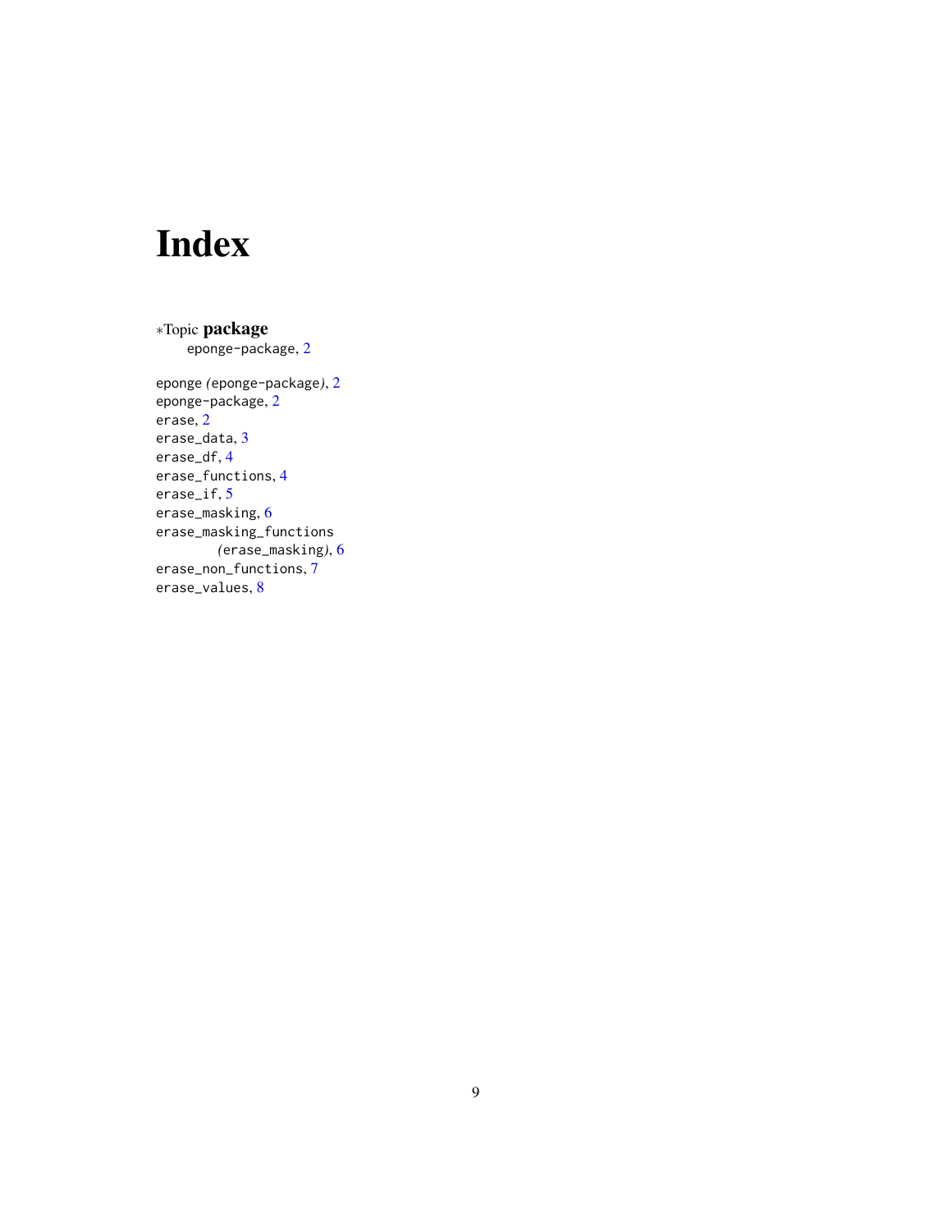# Index

∗Topic **package**
    eponge-package, 2

eponge (eponge-package), 2
eponge-package, 2
erase, 2
erase_data, 3
erase_df, 4
erase_functions, 4
erase_if, 5
erase_masking, 6
erase_masking_functions
        (erase_masking), 6
erase_non_functions, 7
erase_values, 8